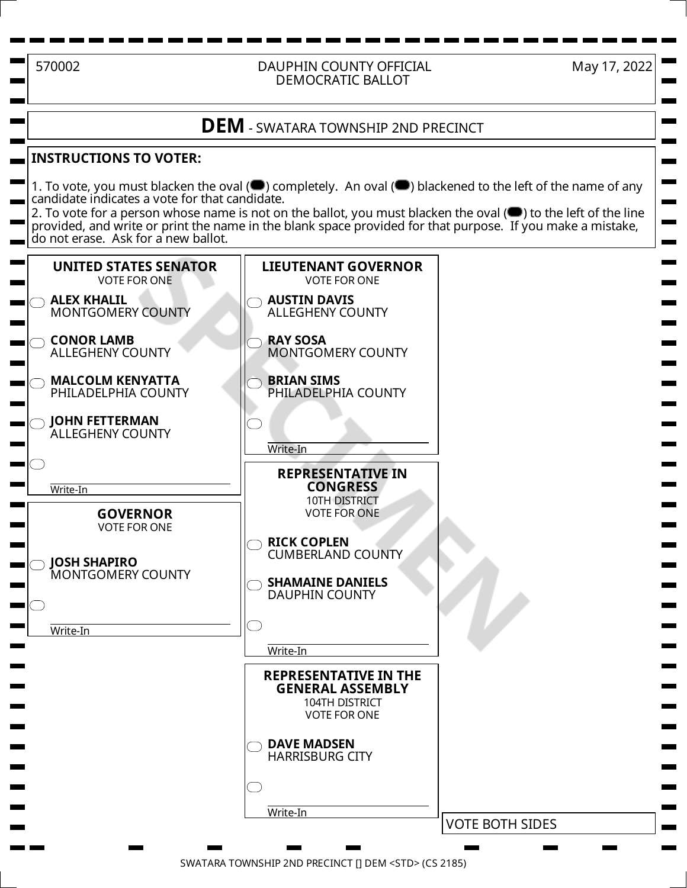570002

DAUPHIN COUNTY OFFICIAL
DEMOCRATIC BALLOT

May 17, 2022

# DEM - SWATARA TOWNSHIP 2ND PRECINCT

**INSTRUCTIONS TO VOTER:**

1. To vote, you must blacken the oval (⬬) completely. An oval (⬬) blackened to the left of the name of any candidate indicates a vote for that candidate.
2. To vote for a person whose name is not on the ballot, you must blacken the oval (⬬) to the left of the line provided, and write or print the name in the blank space provided for that purpose. If you make a mistake, do not erase. Ask for a new ballot.

## UNITED STATES SENATOR
VOTE FOR ONE

- **ALEX KHALIL** MONTGOMERY COUNTY
- **CONOR LAMB** ALLEGHENY COUNTY
- **MALCOLM KENYATTA** PHILADELPHIA COUNTY
- **JOHN FETTERMAN** ALLEGHENY COUNTY
- Write-In

## GOVERNOR
VOTE FOR ONE

- **JOSH SHAPIRO** MONTGOMERY COUNTY
- Write-In

## LIEUTENANT GOVERNOR
VOTE FOR ONE

- **AUSTIN DAVIS** ALLEGHENY COUNTY
- **RAY SOSA** MONTGOMERY COUNTY
- **BRIAN SIMS** PHILADELPHIA COUNTY
- Write-In

## REPRESENTATIVE IN CONGRESS
10TH DISTRICT
VOTE FOR ONE

- **RICK COPLEN** CUMBERLAND COUNTY
- **SHAMAINE DANIELS** DAUPHIN COUNTY
- Write-In

## REPRESENTATIVE IN THE GENERAL ASSEMBLY
104TH DISTRICT
VOTE FOR ONE

- **DAVE MADSEN** HARRISBURG CITY
- Write-In

VOTE BOTH SIDES

SWATARA TOWNSHIP 2ND PRECINCT [] DEM <STD> (CS 2185)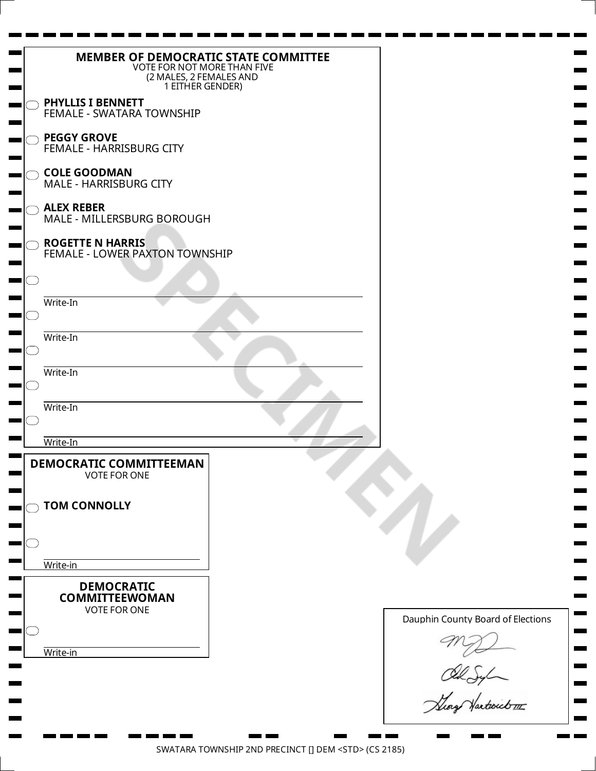## MEMBER OF DEMOCRATIC STATE COMMITTEE

VOTE FOR NOT MORE THAN FIVE
(2 MALES, 2 FEMALES AND
1 EITHER GENDER)

- **PHYLLIS I BENNETT**
  FEMALE - SWATARA TOWNSHIP
- **PEGGY GROVE**
  FEMALE - HARRISBURG CITY
- **COLE GOODMAN**
  MALE - HARRISBURG CITY
- **ALEX REBER**
  MALE - MILLERSBURG BOROUGH
- **ROGETTE N HARRIS**
  FEMALE - LOWER PAXTON TOWNSHIP
- Write-In
- Write-In
- Write-In
- Write-In
- Write-In

## DEMOCRATIC COMMITTEEMAN

VOTE FOR ONE

- **TOM CONNOLLY**
- Write-in

## DEMOCRATIC COMMITTEEWOMAN

VOTE FOR ONE

- Write-in

SPECIMEN

Dauphin County Board of Elections

SWATARA TOWNSHIP 2ND PRECINCT [] DEM <STD> (CS 2185)